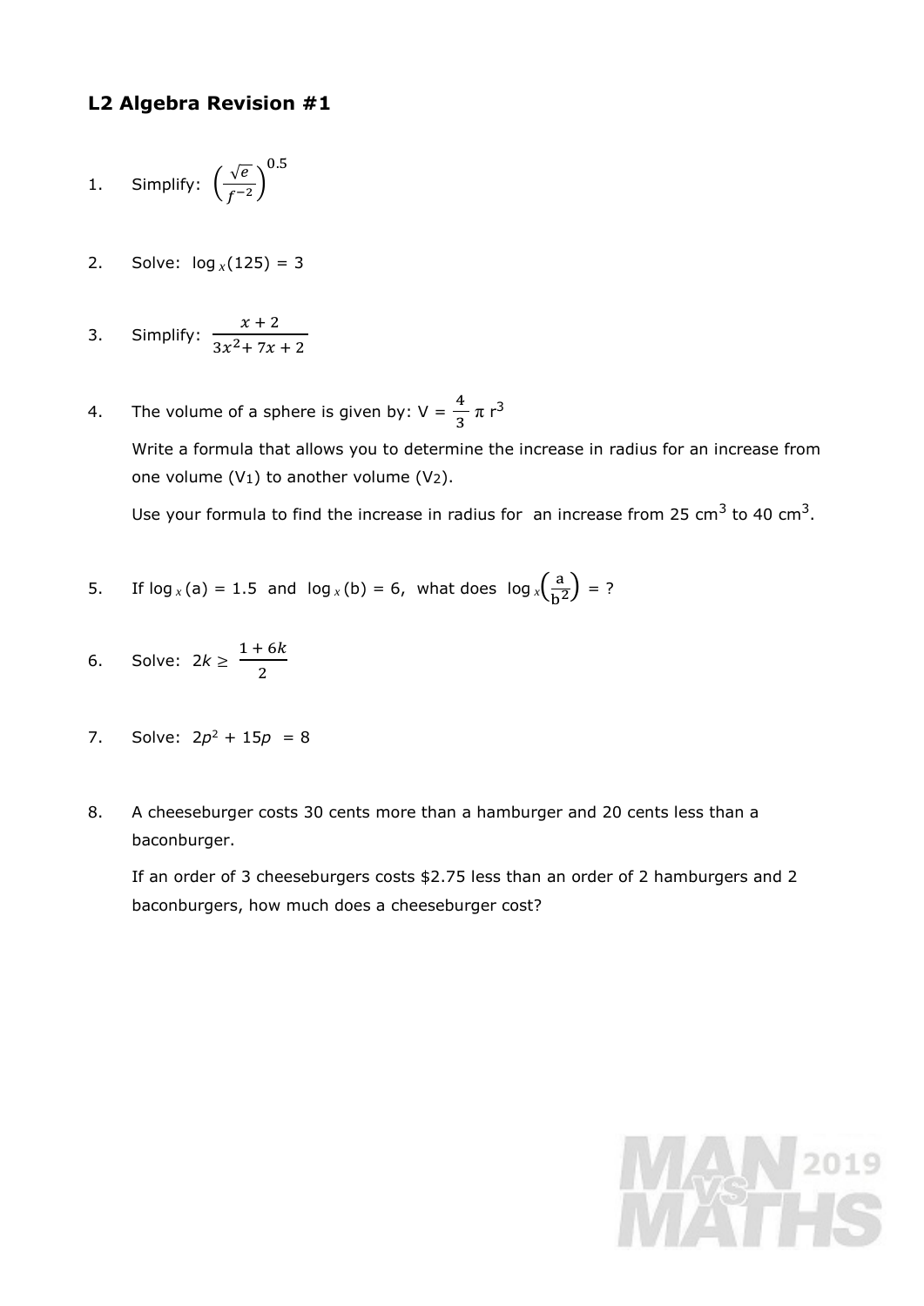## L2 Algebra Revision #1

1. Simplify: $\left(\frac{\sqrt{e}}{f^{-2}}\right)^{0.5}$

2. Solve: $\log_x(125) = 3$

3. Simplify: $\frac{x+2}{3x^2 + 7x + 2}$

4. The volume of a sphere is given by: $V = \frac{4}{3}\pi r^3$

   Write a formula that allows you to determine the increase in radius for an increase from one volume ($V_1$) to another volume ($V_2$).

   Use your formula to find the increase in radius for an increase from 25 $cm^3$ to 40 $cm^3$.

5. If $\log_x(a) = 1.5$ and $\log_x(b) = 6$, what does $\log_x\left(\frac{a}{b^2}\right) = ?$

6. Solve: $2k \geq \frac{1+6k}{2}$

7. Solve: $2p^2 + 15p = 8$

8. A cheeseburger costs 30 cents more than a hamburger and 20 cents less than a baconburger.

   If an order of 3 cheeseburgers costs $2.75 less than an order of 2 hamburgers and 2 baconburgers, how much does a cheeseburger cost?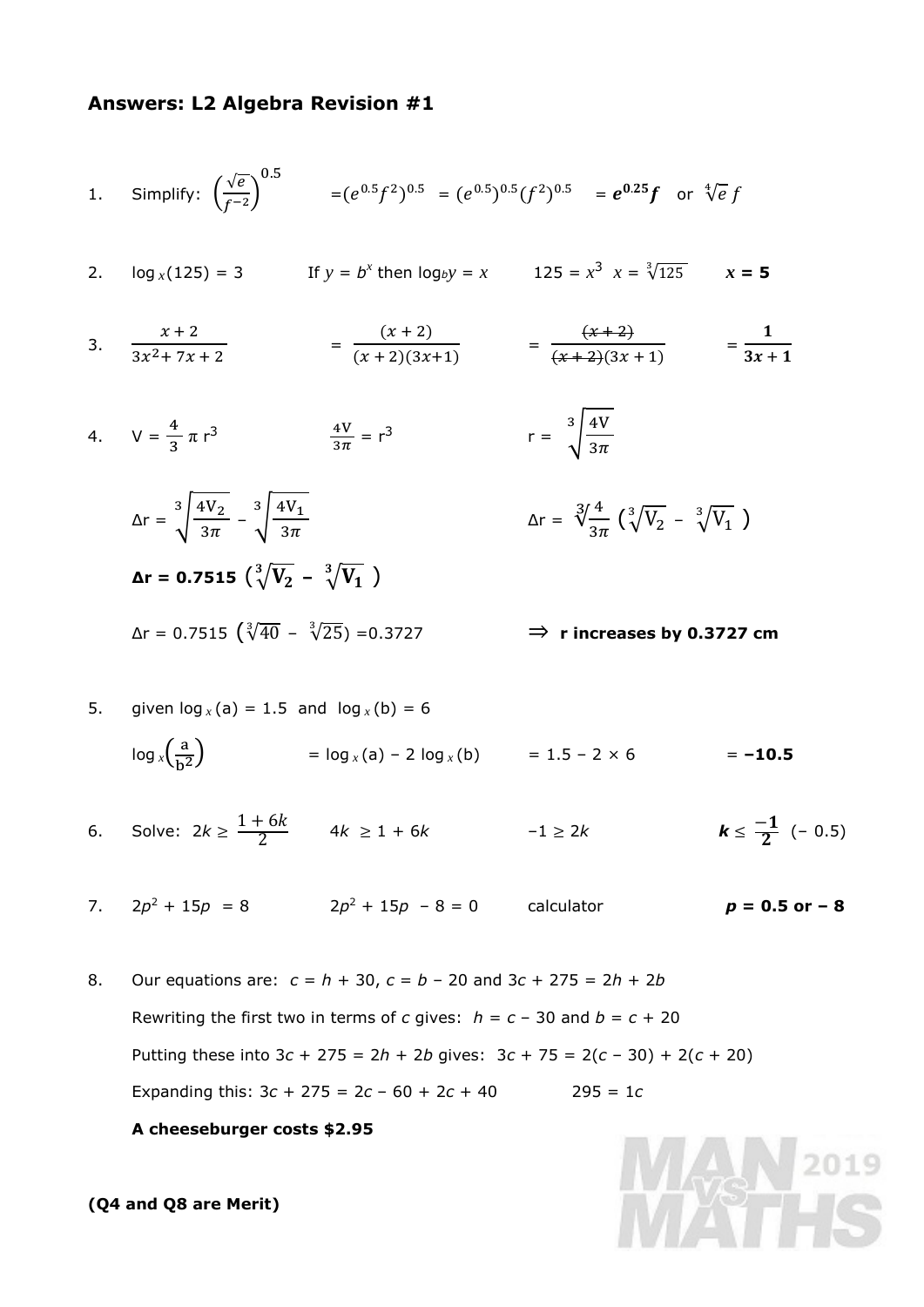## Answers: L2 Algebra Revision #1

1. Simplify: $\left(\frac{\sqrt{e}}{f^{-2}}\right)^{0.5}$ $\quad = (e^{0.5}f^2)^{0.5}$ $\quad = (e^{0.5})^{0.5}(f^2)^{0.5}$ $\quad = \boldsymbol{e^{0.25}f}$ or $\sqrt[4]{e}\,f$

2. $\log_x(125) = 3$ $\quad$ If $y = b^x$ then $\log_b y = x$ $\quad$ $125 = x^3$ $\quad x = \sqrt[3]{125}$ $\quad$ **$x$ = 5**

3. $\frac{x+2}{3x^2+7x+2}$ $\quad = \frac{(x+2)}{(x+2)(3x+1)}$ $\quad = \frac{\cancel{(x+2)}}{\cancel{(x+2)}(3x+1)}$ $\quad = \boldsymbol{\frac{1}{3x+1}}$

4. $V = \frac{4}{3}\pi r^3$ $\quad \frac{4V}{3\pi} = r^3$ $\quad r = \sqrt[3]{\frac{4V}{3\pi}}$

   $\Delta r = \sqrt[3]{\frac{4V_2}{3\pi}} - \sqrt[3]{\frac{4V_1}{3\pi}}$ $\quad \Delta r = \sqrt[3]{\frac{4}{3\pi}}\left(\sqrt[3]{V_2} - \sqrt[3]{V_1}\right)$

   $\boldsymbol{\Delta r = 0.7515\left(\sqrt[3]{V_2} - \sqrt[3]{V_1}\right)}$

   $\Delta r = 0.7515\left(\sqrt[3]{40} - \sqrt[3]{25}\right) = 0.3727$ $\quad \Rightarrow$ **r increases by 0.3727 cm**

5. given $\log_x(a) = 1.5$ and $\log_x(b) = 6$

   $\log_x\left(\frac{a}{b^2}\right)$ $\quad = \log_x(a) - 2\log_x(b)$ $\quad = 1.5 - 2 \times 6$ $\quad = \mathbf{-10.5}$

6. Solve: $2k \geq \frac{1+6k}{2}$ $\quad 4k \geq 1 + 6k$ $\quad -1 \geq 2k$ $\quad \boldsymbol{k \leq \frac{-1}{2}}$ $(-0.5)$

7. $2p^2 + 15p = 8$ $\quad 2p^2 + 15p - 8 = 0$ $\quad$ calculator $\quad$ **$p$ = 0.5 or – 8**

8. Our equations are: $c = h + 30$, $c = b - 20$ and $3c + 275 = 2h + 2b$

   Rewriting the first two in terms of $c$ gives: $h = c - 30$ and $b = c + 20$

   Putting these into $3c + 275 = 2h + 2b$ gives: $3c + 75 = 2(c - 30) + 2(c + 20)$

   Expanding this: $3c + 275 = 2c - 60 + 2c + 40$ $\quad 295 = 1c$

   **A cheeseburger costs $2.95**

**(Q4 and Q8 are Merit)**